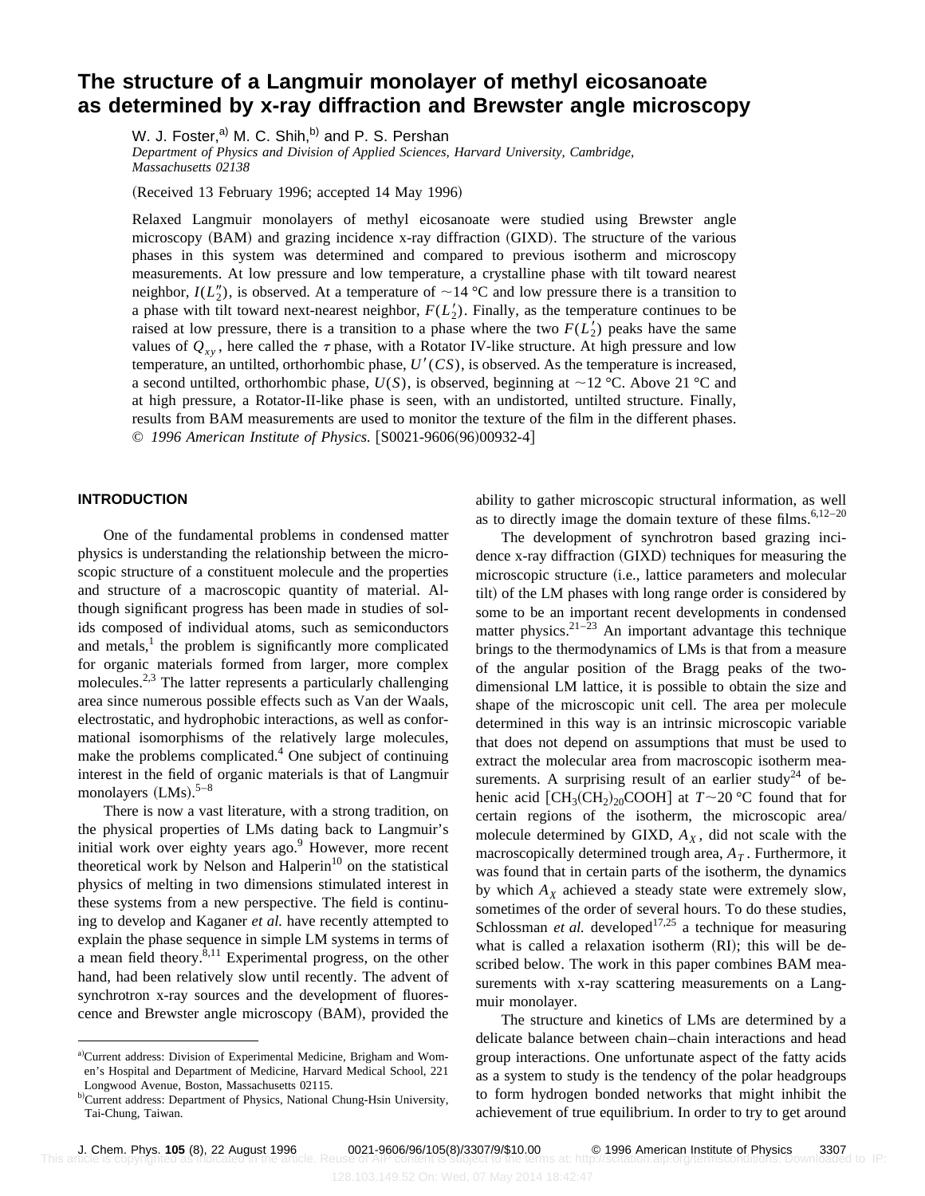# The structure of a Langmuir monolayer of methyl eicosanoate as determined by x-ray diffraction and Brewster angle microscopy

W. J. Foster,[a] M. C. Shih,[b] and P. S. Pershan

*Department of Physics and Division of Applied Sciences, Harvard University, Cambridge, Massachusetts 02138*

(Received 13 February 1996; accepted 14 May 1996)

Relaxed Langmuir monolayers of methyl eicosanoate were studied using Brewster angle microscopy (BAM) and grazing incidence x-ray diffraction (GIXD). The structure of the various phases in this system was determined and compared to previous isotherm and microscopy measurements. At low pressure and low temperature, a crystalline phase with tilt toward nearest neighbor, $I(L_2'')$, is observed. At a temperature of ~14 °C and low pressure there is a transition to a phase with tilt toward next-nearest neighbor, $F(L_2')$. Finally, as the temperature continues to be raised at low pressure, there is a transition to a phase where the two $F(L_2')$ peaks have the same values of $Q_{xy}$, here called the $\tau$ phase, with a Rotator IV-like structure. At high pressure and low temperature, an untilted, orthorhombic phase, $U'(CS)$, is observed. As the temperature is increased, a second untilted, orthorhombic phase, $U(S)$, is observed, beginning at ~12 °C. Above 21 °C and at high pressure, a Rotator-II-like phase is seen, with an undistorted, untilted structure. Finally, results from BAM measurements are used to monitor the texture of the film in the different phases. © *1996 American Institute of Physics.* [S0021-9606(96)00932-4]

## INTRODUCTION

One of the fundamental problems in condensed matter physics is understanding the relationship between the microscopic structure of a constituent molecule and the properties and structure of a macroscopic quantity of material. Although significant progress has been made in studies of solids composed of individual atoms, such as semiconductors and metals,[1] the problem is significantly more complicated for organic materials formed from larger, more complex molecules.[2,3] The latter represents a particularly challenging area since numerous possible effects such as Van der Waals, electrostatic, and hydrophobic interactions, as well as conformational isomorphisms of the relatively large molecules, make the problems complicated.[4] One subject of continuing interest in the field of organic materials is that of Langmuir monolayers (LMs).[5–8]

There is now a vast literature, with a strong tradition, on the physical properties of LMs dating back to Langmuir's initial work over eighty years ago.[9] However, more recent theoretical work by Nelson and Halperin[10] on the statistical physics of melting in two dimensions stimulated interest in these systems from a new perspective. The field is continuing to develop and Kaganer *et al.* have recently attempted to explain the phase sequence in simple LM systems in terms of a mean field theory.[8,11] Experimental progress, on the other hand, had been relatively slow until recently. The advent of synchrotron x-ray sources and the development of fluorescence and Brewster angle microscopy (BAM), provided the ability to gather microscopic structural information, as well as to directly image the domain texture of these films.[6,12–20]

The development of synchrotron based grazing incidence x-ray diffraction (GIXD) techniques for measuring the microscopic structure (i.e., lattice parameters and molecular tilt) of the LM phases with long range order is considered by some to be an important recent developments in condensed matter physics.[21–23] An important advantage this technique brings to the thermodynamics of LMs is that from a measure of the angular position of the Bragg peaks of the two-dimensional LM lattice, it is possible to obtain the size and shape of the microscopic unit cell. The area per molecule determined in this way is an intrinsic microscopic variable that does not depend on assumptions that must be used to extract the molecular area from macroscopic isotherm measurements. A surprising result of an earlier study[24] of behenic acid [$CH_3(CH_2)_{20}COOH$] at $T$~20 °C found that for certain regions of the isotherm, the microscopic area/molecule determined by GIXD, $A_X$, did not scale with the macroscopically determined trough area, $A_T$. Furthermore, it was found that in certain parts of the isotherm, the dynamics by which $A_X$ achieved a steady state were extremely slow, sometimes of the order of several hours. To do these studies, Schlossman *et al.* developed[17,25] a technique for measuring what is called a relaxation isotherm (RI); this will be described below. The work in this paper combines BAM measurements with x-ray scattering measurements on a Langmuir monolayer.

The structure and kinetics of LMs are determined by a delicate balance between chain–chain interactions and head group interactions. One unfortunate aspect of the fatty acids as a system to study is the tendency of the polar headgroups to form hydrogen bonded networks that might inhibit the achievement of true equilibrium. In order to try to get around

[a]Current address: Division of Experimental Medicine, Brigham and Women's Hospital and Department of Medicine, Harvard Medical School, 221 Longwood Avenue, Boston, Massachusetts 02115.

[b]Current address: Department of Physics, National Chung-Hsin University, Tai-Chung, Taiwan.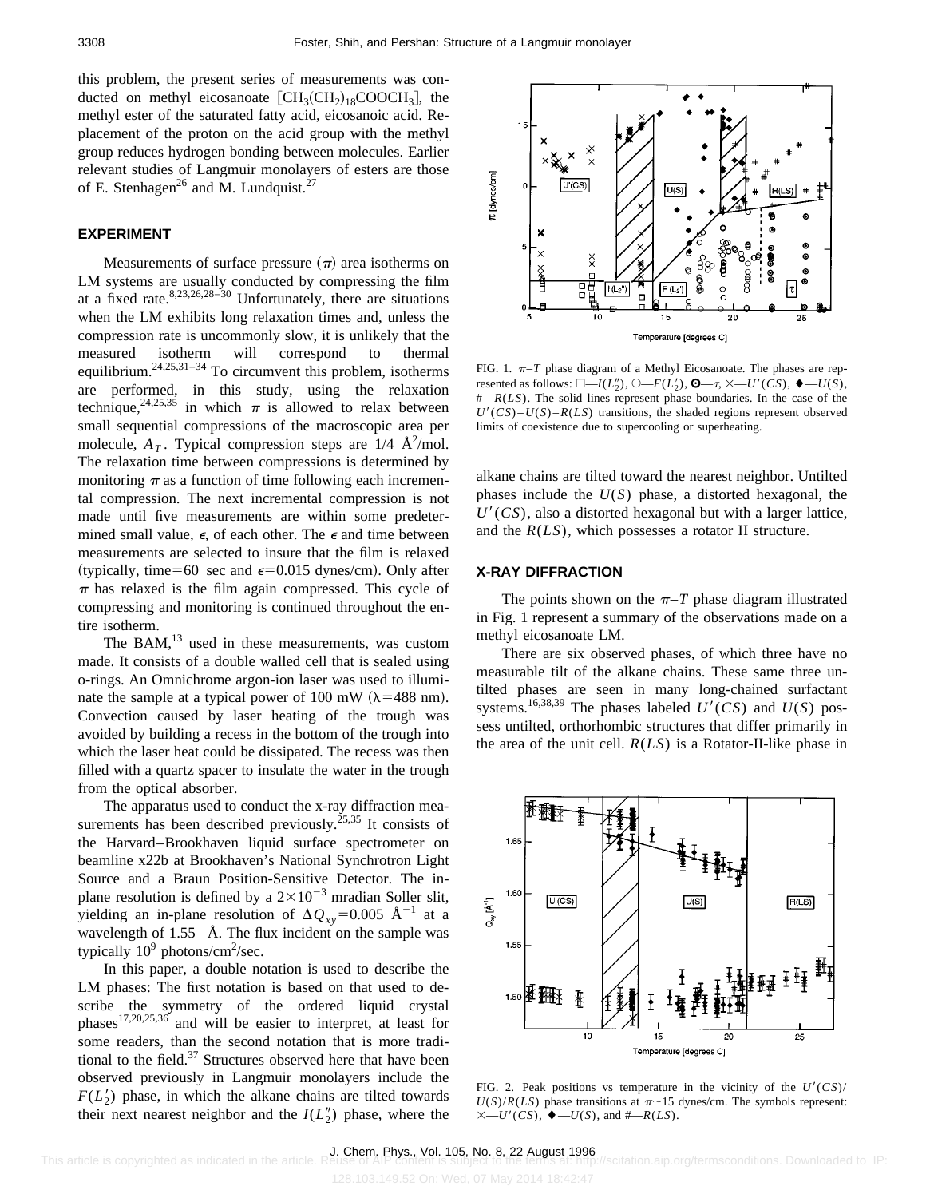this problem, the present series of measurements was conducted on methyl eicosanoate [$CH_3(CH_2)_{18}COOCH_3$], the methyl ester of the saturated fatty acid, eicosanoic acid. Replacement of the proton on the acid group with the methyl group reduces hydrogen bonding between molecules. Earlier relevant studies of Langmuir monolayers of esters are those of E. Stenhagen[26] and M. Lundquist.[27]

## EXPERIMENT

Measurements of surface pressure ($\pi$) area isotherms on LM systems are usually conducted by compressing the film at a fixed rate.[8,23,26,28–30] Unfortunately, there are situations when the LM exhibits long relaxation times and, unless the compression rate is uncommonly slow, it is unlikely that the measured isotherm will correspond to thermal equilibrium.[24,25,31–34] To circumvent this problem, isotherms are performed, in this study, using the relaxation technique,[24,25,35] in which $\pi$ is allowed to relax between small sequential compressions of the macroscopic area per molecule, $A_T$. Typical compression steps are 1/4 Å$^2$/mol. The relaxation time between compressions is determined by monitoring $\pi$ as a function of time following each incremental compression. The next incremental compression is not made until five measurements are within some predetermined small value, $\epsilon$, of each other. The $\epsilon$ and time between measurements are selected to insure that the film is relaxed (typically, time=60 sec and $\epsilon$=0.015 dynes/cm). Only after $\pi$ has relaxed is the film again compressed. This cycle of compressing and monitoring is continued throughout the entire isotherm.

The BAM,[13] used in these measurements, was custom made. It consists of a double walled cell that is sealed using o-rings. An Omnichrome argon-ion laser was used to illuminate the sample at a typical power of 100 mW ($\lambda$=488 nm). Convection caused by laser heating of the trough was avoided by building a recess in the bottom of the trough into which the laser heat could be dissipated. The recess was then filled with a quartz spacer to insulate the water in the trough from the optical absorber.

The apparatus used to conduct the x-ray diffraction measurements has been described previously.[25,35] It consists of the Harvard–Brookhaven liquid surface spectrometer on beamline x22b at Brookhaven's National Synchrotron Light Source and a Braun Position-Sensitive Detector. The in-plane resolution is defined by a $2\times10^{-3}$ mradian Soller slit, yielding an in-plane resolution of $\Delta Q_{xy}$=0.005 Å$^{-1}$ at a wavelength of 1.55 Å. The flux incident on the sample was typically $10^9$ photons/cm$^2$/sec.

In this paper, a double notation is used to describe the LM phases: The first notation is based on that used to describe the symmetry of the ordered liquid crystal phases[17,20,25,36] and will be easier to interpret, at least for some readers, than the second notation that is more traditional to the field.[37] Structures observed here that have been observed previously in Langmuir monolayers include the $F(L_2')$ phase, in which the alkane chains are tilted towards their next nearest neighbor and the $I(L_2'')$ phase, where the alkane chains are tilted toward the nearest neighbor. Untilted phases include the $U(S)$ phase, a distorted hexagonal, the $U'(CS)$, also a distorted hexagonal but with a larger lattice, and the $R(LS)$, which possesses a rotator II structure.

FIG. 1. $\pi$–$T$ phase diagram of a Methyl Eicosanoate. The phases are represented as follows: □—$I(L_2'')$, ○—$F(L_2')$, ⊙—$\tau$, ×—$U'(CS)$, ♦—$U(S)$, #—$R(LS)$. The solid lines represent phase boundaries. In the case of the $U'(CS)$–$U(S)$–$R(LS)$ transitions, the shaded regions represent observed limits of coexistence due to supercooling or superheating.

## X-RAY DIFFRACTION

The points shown on the $\pi$–$T$ phase diagram illustrated in Fig. 1 represent a summary of the observations made on a methyl eicosanoate LM.

There are six observed phases, of which three have no measurable tilt of the alkane chains. These same three untilted phases are seen in many long-chained surfactant systems.[16,38,39] The phases labeled $U'(CS)$ and $U(S)$ possess untilted, orthorhombic structures that differ primarily in the area of the unit cell. $R(LS)$ is a Rotator-II-like phase in

FIG. 2. Peak positions vs temperature in the vicinity of the $U'(CS)$/$U(S)$/$R(LS)$ phase transitions at $\pi$~15 dynes/cm. The symbols represent: ×—$U'(CS)$, ♦—$U(S)$, and #—$R(LS)$.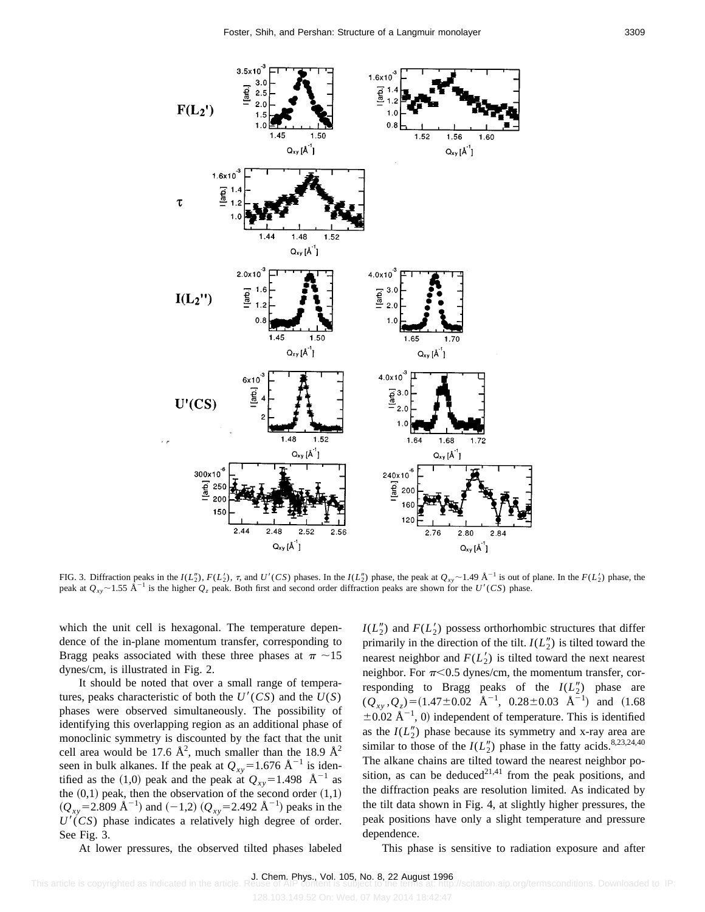FIG. 3. Diffraction peaks in the $I(L_2'')$, $F(L_2')$, $\tau$, and $U'(CS)$ phases. In the $I(L_2'')$ phase, the peak at $Q_{xy} \sim 1.49$ Å$^{-1}$ is out of plane. In the $F(L_2')$ phase, the peak at $Q_{xy} \sim 1.55$ Å$^{-1}$ is the higher $Q_z$ peak. Both first and second order diffraction peaks are shown for the $U'(CS)$ phase.

which the unit cell is hexagonal. The temperature dependence of the in-plane momentum transfer, corresponding to Bragg peaks associated with these three phases at $\pi \sim 15$ dynes/cm, is illustrated in Fig. 2.

It should be noted that over a small range of temperatures, peaks characteristic of both the $U'(CS)$ and the $U(S)$ phases were observed simultaneously. The possibility of identifying this overlapping region as an additional phase of monoclinic symmetry is discounted by the fact that the unit cell area would be 17.6 Å$^2$, much smaller than the 18.9 Å$^2$ seen in bulk alkanes. If the peak at $Q_{xy} = 1.676$ Å$^{-1}$ is identified as the (1,0) peak and the peak at $Q_{xy} = 1.498$ Å$^{-1}$ as the (0,1) peak, then the observation of the second order (1,1) ($Q_{xy} = 2.809$ Å$^{-1}$) and (−1,2) ($Q_{xy} = 2.492$ Å$^{-1}$) peaks in the $U'(CS)$ phase indicates a relatively high degree of order. See Fig. 3.

At lower pressures, the observed tilted phases labeled $I(L_2'')$ and $F(L_2')$ possess orthorhombic structures that differ primarily in the direction of the tilt. $I(L_2'')$ is tilted toward the nearest neighbor and $F(L_2')$ is tilted toward the next nearest neighbor. For $\pi < 0.5$ dynes/cm, the momentum transfer, corresponding to Bragg peaks of the $I(L_2'')$ phase are $(Q_{xy}, Q_z) = (1.47 \pm 0.02$ Å$^{-1}$, $0.28 \pm 0.03$ Å$^{-1})$ and $(1.68 \pm 0.02$ Å$^{-1}$, 0) independent of temperature. This is identified as the $I(L_2'')$ phase because its symmetry and x-ray area are similar to those of the $I(L_2'')$ phase in the fatty acids.[8,23,24,40] The alkane chains are tilted toward the nearest neighbor position, as can be deduced[21,41] from the peak positions, and the diffraction peaks are resolution limited. As indicated by the tilt data shown in Fig. 4, at slightly higher pressures, the peak positions have only a slight temperature and pressure dependence.

This phase is sensitive to radiation exposure and after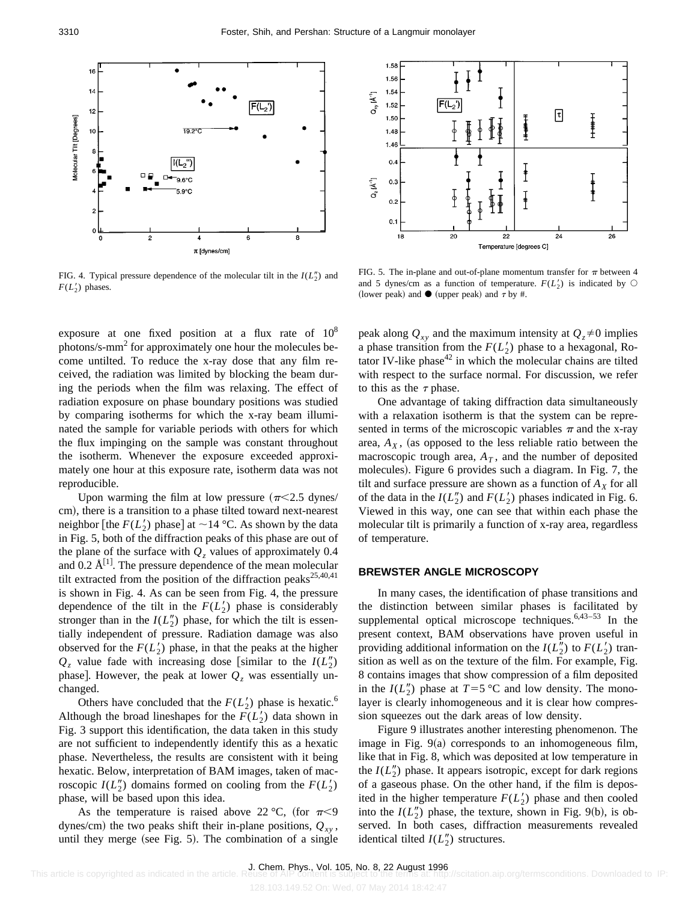FIG. 4. Typical pressure dependence of the molecular tilt in the $I(L_2'')$ and $F(L_2')$ phases.

FIG. 5. The in-plane and out-of-plane momentum transfer for $\pi$ between 4 and 5 dynes/cm as a function of temperature. $F(L_2')$ is indicated by ○ (lower peak) and ● (upper peak) and $\tau$ by #.

exposure at one fixed position at a flux rate of $10^8$ photons/s-mm$^2$ for approximately one hour the molecules become untilted. To reduce the x-ray dose that any film received, the radiation was limited by blocking the beam during the periods when the film was relaxing. The effect of radiation exposure on phase boundary positions was studied by comparing isotherms for which the x-ray beam illuminated the sample for variable periods with others for which the flux impinging on the sample was constant throughout the isotherm. Whenever the exposure exceeded approximately one hour at this exposure rate, isotherm data was not reproducible.

Upon warming the film at low pressure ($\pi<2.5$ dynes/cm), there is a transition to a phase tilted toward next-nearest neighbor [the $F(L_2')$ phase] at ~14 °C. As shown by the data in Fig. 5, both of the diffraction peaks of this phase are out of the plane of the surface with $Q_z$ values of approximately 0.4 and 0.2 Å$^{-1}$. The pressure dependence of the mean molecular tilt extracted from the position of the diffraction peaks[25,40,41] is shown in Fig. 4. As can be seen from Fig. 4, the pressure dependence of the tilt in the $F(L_2')$ phase is considerably stronger than in the $I(L_2'')$ phase, for which the tilt is essentially independent of pressure. Radiation damage was also observed for the $F(L_2')$ phase, in that the peaks at the higher $Q_z$ value fade with increasing dose [similar to the $I(L_2'')$ phase]. However, the peak at lower $Q_z$ was essentially unchanged.

Others have concluded that the $F(L_2')$ phase is hexatic.[6] Although the broad lineshapes for the $F(L_2')$ data shown in Fig. 3 support this identification, the data taken in this study are not sufficient to independently identify this as a hexatic phase. Nevertheless, the results are consistent with it being hexatic. Below, interpretation of BAM images, taken of macroscopic $I(L_2'')$ domains formed on cooling from the $F(L_2')$ phase, will be based upon this idea.

As the temperature is raised above 22 °C, (for $\pi<9$ dynes/cm) the two peaks shift their in-plane positions, $Q_{xy}$, until they merge (see Fig. 5). The combination of a single peak along $Q_{xy}$ and the maximum intensity at $Q_z\neq 0$ implies a phase transition from the $F(L_2')$ phase to a hexagonal, Rotator IV-like phase[42] in which the molecular chains are tilted with respect to the surface normal. For discussion, we refer to this as the $\tau$ phase.

One advantage of taking diffraction data simultaneously with a relaxation isotherm is that the system can be represented in terms of the microscopic variables $\pi$ and the x-ray area, $A_X$, (as opposed to the less reliable ratio between the macroscopic trough area, $A_T$, and the number of deposited molecules). Figure 6 provides such a diagram. In Fig. 7, the tilt and surface pressure are shown as a function of $A_X$ for all of the data in the $I(L_2'')$ and $F(L_2')$ phases indicated in Fig. 6. Viewed in this way, one can see that within each phase the molecular tilt is primarily a function of x-ray area, regardless of temperature.

## BREWSTER ANGLE MICROSCOPY

In many cases, the identification of phase transitions and the distinction between similar phases is facilitated by supplemental optical microscope techniques.[6,43–53] In the present context, BAM observations have proven useful in providing additional information on the $I(L_2'')$ to $F(L_2')$ transition as well as on the texture of the film. For example, Fig. 8 contains images that show compression of a film deposited in the $I(L_2'')$ phase at $T=5$ °C and low density. The monolayer is clearly inhomogeneous and it is clear how compression squeezes out the dark areas of low density.

Figure 9 illustrates another interesting phenomenon. The image in Fig. 9(a) corresponds to an inhomogeneous film, like that in Fig. 8, which was deposited at low temperature in the $I(L_2'')$ phase. It appears isotropic, except for dark regions of a gaseous phase. On the other hand, if the film is deposited in the higher temperature $F(L_2')$ phase and then cooled into the $I(L_2'')$ phase, the texture, shown in Fig. 9(b), is observed. In both cases, diffraction measurements revealed identical tilted $I(L_2'')$ structures.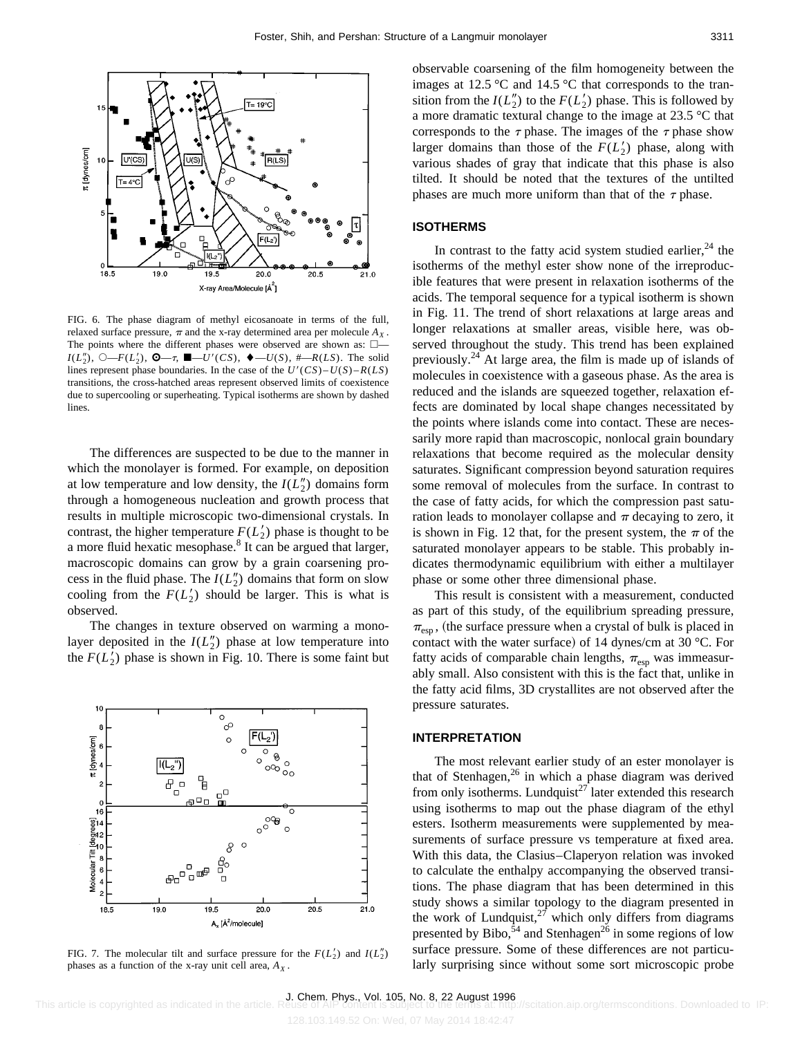FIG. 6. The phase diagram of methyl eicosanoate in terms of the full, relaxed surface pressure, $\pi$ and the x-ray determined area per molecule $A_X$. The points where the different phases were observed are shown as: □—$I(L_2'')$, ○—$F(L_2')$, ⊙—$\tau$, ■—$U'(CS)$, ♦—$U(S)$, #—$R(LS)$. The solid lines represent phase boundaries. In the case of the $U'(CS)-U(S)-R(LS)$ transitions, the cross-hatched areas represent observed limits of coexistence due to supercooling or superheating. Typical isotherms are shown by dashed lines.

The differences are suspected to be due to the manner in which the monolayer is formed. For example, on deposition at low temperature and low density, the $I(L_2'')$ domains form through a homogeneous nucleation and growth process that results in multiple microscopic two-dimensional crystals. In contrast, the higher temperature $F(L_2')$ phase is thought to be a more fluid hexatic mesophase.[8] It can be argued that larger, macroscopic domains can grow by a grain coarsening process in the fluid phase. The $I(L_2'')$ domains that form on slow cooling from the $F(L_2')$ should be larger. This is what is observed.

The changes in texture observed on warming a monolayer deposited in the $I(L_2'')$ phase at low temperature into the $F(L_2')$ phase is shown in Fig. 10. There is some faint but observable coarsening of the film homogeneity between the images at 12.5 °C and 14.5 °C that corresponds to the transition from the $I(L_2'')$ to the $F(L_2')$ phase. This is followed by a more dramatic textural change to the image at 23.5 °C that corresponds to the $\tau$ phase. The images of the $\tau$ phase show larger domains than those of the $F(L_2')$ phase, along with various shades of gray that indicate that this phase is also tilted. It should be noted that the textures of the untilted phases are much more uniform than that of the $\tau$ phase.

FIG. 7. The molecular tilt and surface pressure for the $F(L_2')$ and $I(L_2'')$ phases as a function of the x-ray unit cell area, $A_X$.

## ISOTHERMS

In contrast to the fatty acid system studied earlier,[24] the isotherms of the methyl ester show none of the irreproducible features that were present in relaxation isotherms of the acids. The temporal sequence for a typical isotherm is shown in Fig. 11. The trend of short relaxations at large areas and longer relaxations at smaller areas, visible here, was observed throughout the study. This trend has been explained previously.[24] At large area, the film is made up of islands of molecules in coexistence with a gaseous phase. As the area is reduced and the islands are squeezed together, relaxation effects are dominated by local shape changes necessitated by the points where islands come into contact. These are necessarily more rapid than macroscopic, nonlocal grain boundary relaxations that become required as the molecular density saturates. Significant compression beyond saturation requires some removal of molecules from the surface. In contrast to the case of fatty acids, for which the compression past saturation leads to monolayer collapse and $\pi$ decaying to zero, it is shown in Fig. 12 that, for the present system, the $\pi$ of the saturated monolayer appears to be stable. This probably indicates thermodynamic equilibrium with either a multilayer phase or some other three dimensional phase.

This result is consistent with a measurement, conducted as part of this study, of the equilibrium spreading pressure, $\pi_{\mathrm{esp}}$, (the surface pressure when a crystal of bulk is placed in contact with the water surface) of 14 dynes/cm at 30 °C. For fatty acids of comparable chain lengths, $\pi_{\mathrm{esp}}$ was immeasurably small. Also consistent with this is the fact that, unlike in the fatty acid films, 3D crystallites are not observed after the pressure saturates.

## INTERPRETATION

The most relevant earlier study of an ester monolayer is that of Stenhagen,[26] in which a phase diagram was derived from only isotherms. Lundquist[27] later extended this research using isotherms to map out the phase diagram of the ethyl esters. Isotherm measurements were supplemented by measurements of surface pressure vs temperature at fixed area. With this data, the Clasius–Claperyon relation was invoked to calculate the enthalpy accompanying the observed transitions. The phase diagram that has been determined in this study shows a similar topology to the diagram presented in the work of Lundquist,[27] which only differs from diagrams presented by Bibo,[54] and Stenhagen[26] in some regions of low surface pressure. Some of these differences are not particularly surprising since without some sort microscopic probe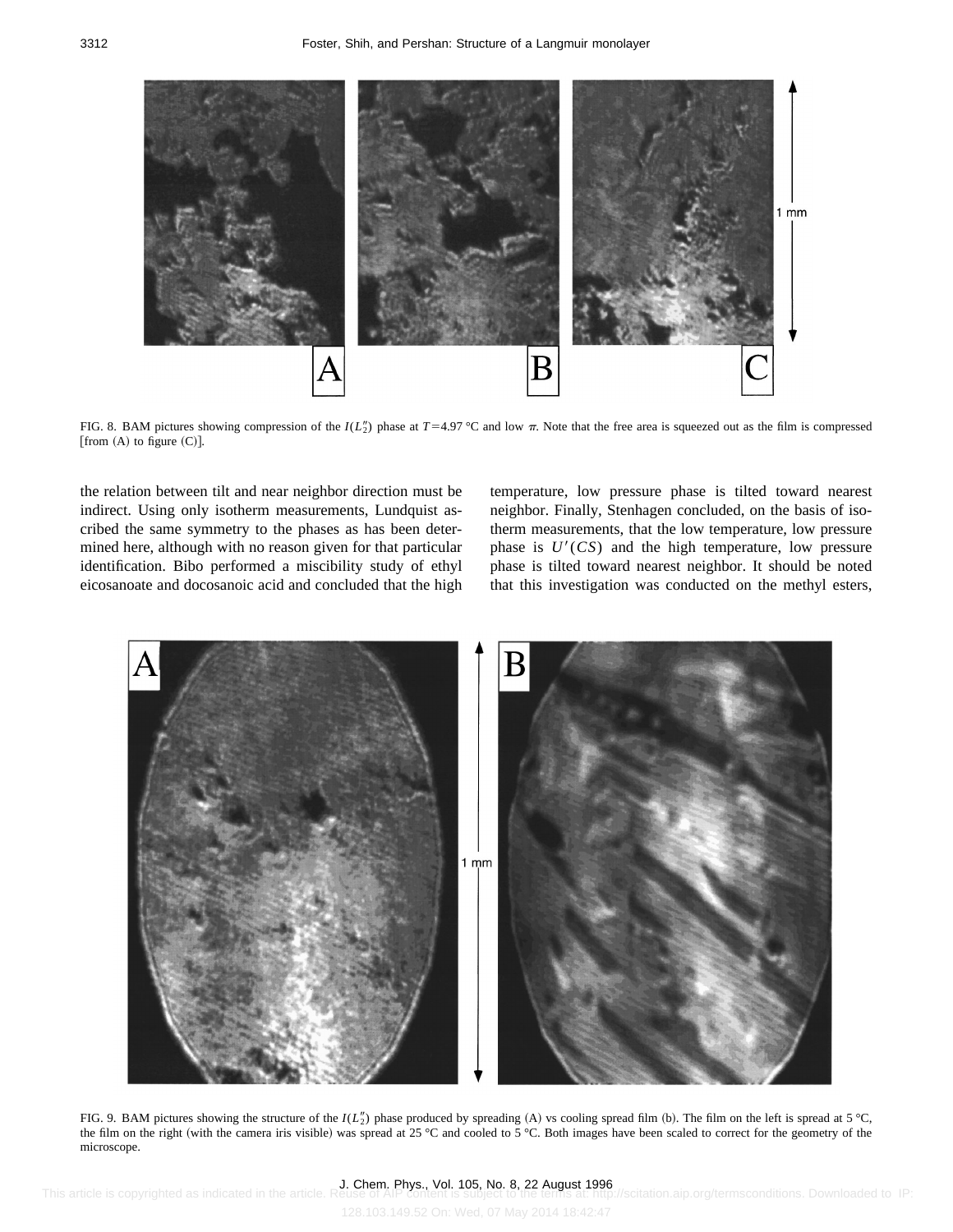FIG. 8. BAM pictures showing compression of the $I(L_2'')$ phase at $T=4.97$ °C and low $\pi$. Note that the free area is squeezed out as the film is compressed [from (A) to figure (C)].

the relation between tilt and near neighbor direction must be indirect. Using only isotherm measurements, Lundquist ascribed the same symmetry to the phases as has been determined here, although with no reason given for that particular identification. Bibo performed a miscibility study of ethyl eicosanoate and docosanoic acid and concluded that the high temperature, low pressure phase is tilted toward nearest neighbor. Finally, Stenhagen concluded, on the basis of isotherm measurements, that the low temperature, low pressure phase is $U'(CS)$ and the high temperature, low pressure phase is tilted toward nearest neighbor. It should be noted that this investigation was conducted on the methyl esters,

FIG. 9. BAM pictures showing the structure of the $I(L_2'')$ phase produced by spreading (A) vs cooling spread film (b). The film on the left is spread at 5 °C, the film on the right (with the camera iris visible) was spread at 25 °C and cooled to 5 °C. Both images have been scaled to correct for the geometry of the microscope.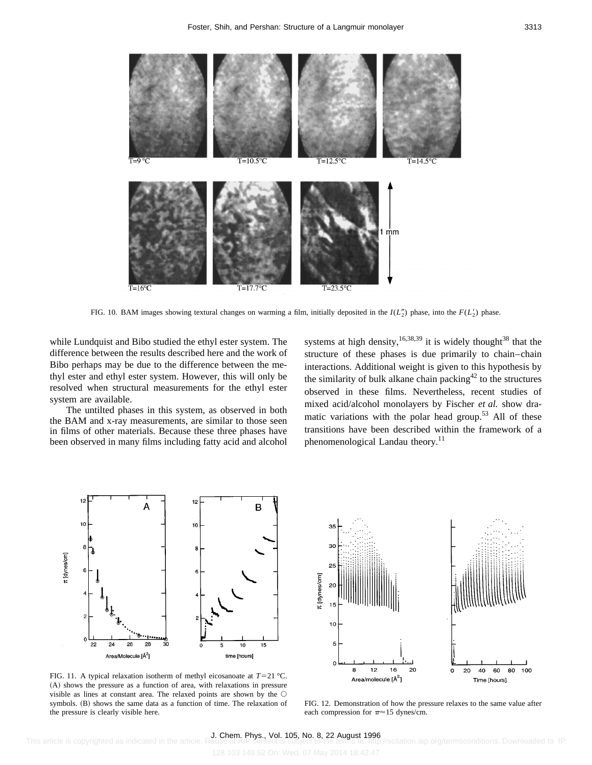FIG. 10. BAM images showing textural changes on warming a film, initially deposited in the $I(L_2'')$ phase, into the $F(L_2')$ phase.

while Lundquist and Bibo studied the ethyl ester system. The difference between the results described here and the work of Bibo perhaps may be due to the difference between the methyl ester and ethyl ester system. However, this will only be resolved when structural measurements for the ethyl ester system are available.

The untilted phases in this system, as observed in both the BAM and x-ray measurements, are similar to those seen in films of other materials. Because these three phases have been observed in many films including fatty acid and alcohol systems at high density,[16,38,39] it is widely thought[38] that the structure of these phases is due primarily to chain–chain interactions. Additional weight is given to this hypothesis by the similarity of bulk alkane chain packing[42] to the structures observed in these films. Nevertheless, recent studies of mixed acid/alcohol monolayers by Fischer *et al.* show dramatic variations with the polar head group.[53] All of these transitions have been described within the framework of a phenomenological Landau theory.[11]

FIG. 11. A typical relaxation isotherm of methyl eicosanoate at $T=21$ °C. (A) shows the pressure as a function of area, with relaxations in pressure visible as lines at constant area. The relaxed points are shown by the ○ symbols. (B) shows the same data as a function of time. The relaxation of the pressure is clearly visible here.

FIG. 12. Demonstration of how the pressure relaxes to the same value after each compression for $\pi \approx 15$ dynes/cm.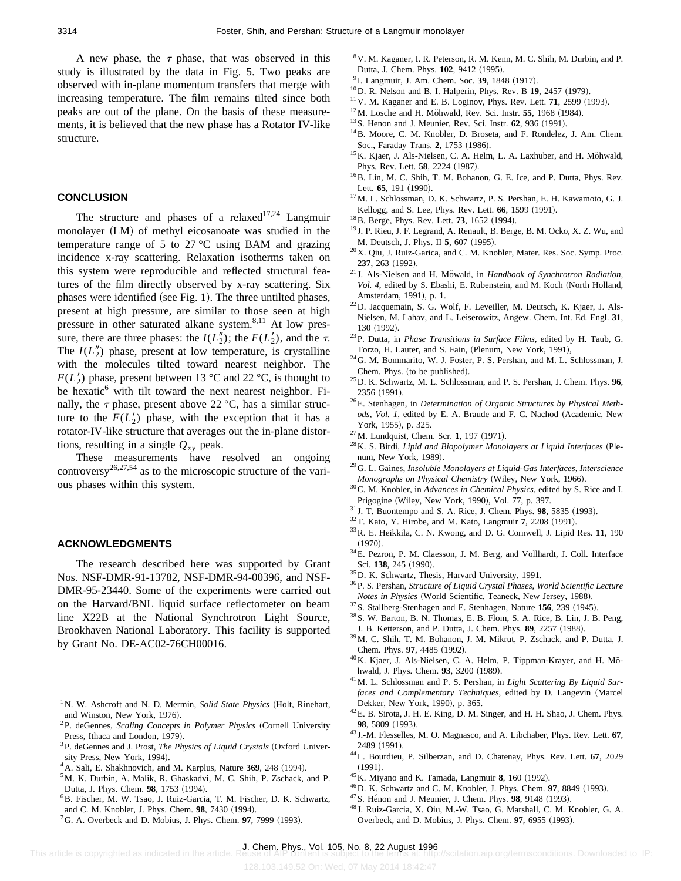A new phase, the $\tau$ phase, that was observed in this study is illustrated by the data in Fig. 5. Two peaks are observed with in-plane momentum transfers that merge with increasing temperature. The film remains tilted since both peaks are out of the plane. On the basis of these measurements, it is believed that the new phase has a Rotator IV-like structure.

## CONCLUSION

The structure and phases of a relaxed[17,24] Langmuir monolayer (LM) of methyl eicosanoate was studied in the temperature range of 5 to 27 °C using BAM and grazing incidence x-ray scattering. Relaxation isotherms taken on this system were reproducible and reflected structural features of the film directly observed by x-ray scattering. Six phases were identified (see Fig. 1). The three untilted phases, present at high pressure, are similar to those seen at high pressure in other saturated alkane system.[8,11] At low pressure, there are three phases: the $I(L_2'')$; the $F(L_2')$, and the $\tau$. The $I(L_2'')$ phase, present at low temperature, is crystalline with the molecules tilted toward nearest neighbor. The $F(L_2')$ phase, present between 13 °C and 22 °C, is thought to be hexatic[6] with tilt toward the next nearest neighbor. Finally, the $\tau$ phase, present above 22 °C, has a similar structure to the $F(L_2')$ phase, with the exception that it has a rotator-IV-like structure that averages out the in-plane distortions, resulting in a single $Q_{xy}$ peak.

These measurements have resolved an ongoing controversy[26,27,54] as to the microscopic structure of the various phases within this system.

## ACKNOWLEDGMENTS

The research described here was supported by Grant Nos. NSF-DMR-91-13782, NSF-DMR-94-00396, and NSF-DMR-95-23440. Some of the experiments were carried out on the Harvard/BNL liquid surface reflectometer on beam line X22B at the National Synchrotron Light Source, Brookhaven National Laboratory. This facility is supported by Grant No. DE-AC02-76CH00016.

[1] N. W. Ashcroft and N. D. Mermin, *Solid State Physics* (Holt, Rinehart, and Winston, New York, 1976).
[2] P. deGennes, *Scaling Concepts in Polymer Physics* (Cornell University Press, Ithaca and London, 1979).
[3] P. deGennes and J. Prost, *The Physics of Liquid Crystals* (Oxford University Press, New York, 1994).
[4] A. Sali, E. Shakhnovich, and M. Karplus, Nature **369**, 248 (1994).
[5] M. K. Durbin, A. Malik, R. Ghaskadvi, M. C. Shih, P. Zschack, and P. Dutta, J. Phys. Chem. **98**, 1753 (1994).
[6] B. Fischer, M. W. Tsao, J. Ruiz-Garcia, T. M. Fischer, D. K. Schwartz, and C. M. Knobler, J. Phys. Chem. **98**, 7430 (1994).
[7] G. A. Overbeck and D. Mobius, J. Phys. Chem. **97**, 7999 (1993).
[8] V. M. Kaganer, I. R. Peterson, R. M. Kenn, M. C. Shih, M. Durbin, and P. Dutta, J. Chem. Phys. **102**, 9412 (1995).
[9] I. Langmuir, J. Am. Chem. Soc. **39**, 1848 (1917).
[10] D. R. Nelson and B. I. Halperin, Phys. Rev. B **19**, 2457 (1979).
[11] V. M. Kaganer and E. B. Loginov, Phys. Rev. Lett. **71**, 2599 (1993).
[12] M. Losche and H. Möhwald, Rev. Sci. Instr. **55**, 1968 (1984).
[13] S. Henon and J. Meunier, Rev. Sci. Instr. **62**, 936 (1991).
[14] B. Moore, C. M. Knobler, D. Broseta, and F. Rondelez, J. Am. Chem. Soc., Faraday Trans. **2**, 1753 (1986).
[15] K. Kjaer, J. Als-Nielsen, C. A. Helm, L. A. Laxhuber, and H. Möhwald, Phys. Rev. Lett. **58**, 2224 (1987).
[16] B. Lin, M. C. Shih, T. M. Bohanon, G. E. Ice, and P. Dutta, Phys. Rev. Lett. **65**, 191 (1990).
[17] M. L. Schlossman, D. K. Schwartz, P. S. Pershan, E. H. Kawamoto, G. J. Kellogg, and S. Lee, Phys. Rev. Lett. **66**, 1599 (1991).
[18] B. Berge, Phys. Rev. Lett. **73**, 1652 (1994).
[19] J. P. Rieu, J. F. Legrand, A. Renault, B. Berge, B. M. Ocko, X. Z. Wu, and M. Deutsch, J. Phys. II **5**, 607 (1995).
[20] X. Qiu, J. Ruiz-Garica, and C. M. Knobler, Mater. Res. Soc. Symp. Proc. **237**, 263 (1992).
[21] J. Als-Nielsen and H. Möwald, in *Handbook of Synchrotron Radiation, Vol. 4*, edited by S. Ebashi, E. Rubenstein, and M. Koch (North Holland, Amsterdam, 1991), p. 1.
[22] D. Jacquemain, S. G. Wolf, F. Leveiller, M. Deutsch, K. Kjaer, J. Als-Nielsen, M. Lahav, and L. Leiserowitz, Angew. Chem. Int. Ed. Engl. **31**, 130 (1992).
[23] P. Dutta, in *Phase Transitions in Surface Films*, edited by H. Taub, G. Torzo, H. Lauter, and S. Fain, (Plenum, New York, 1991),
[24] G. M. Bommarito, W. J. Foster, P. S. Pershan, and M. L. Schlossman, J. Chem. Phys. (to be published).
[25] D. K. Schwartz, M. L. Schlossman, and P. S. Pershan, J. Chem. Phys. **96**, 2356 (1991).
[26] E. Stenhagen, in *Determination of Organic Structures by Physical Methods, Vol. 1*, edited by E. A. Braude and F. C. Nachod (Academic, New York, 1955), p. 325.
[27] M. Lundquist, Chem. Scr. **1**, 197 (1971).
[28] K. S. Birdi, *Lipid and Biopolymer Monolayers at Liquid Interfaces* (Plenum, New York, 1989).
[29] G. L. Gaines, *Insoluble Monolayers at Liquid-Gas Interfaces, Interscience Monographs on Physical Chemistry* (Wiley, New York, 1966).
[30] C. M. Knobler, in *Advances in Chemical Physics*, edited by S. Rice and I. Prigogine (Wiley, New York, 1990), Vol. 77, p. 397.
[31] J. T. Buontempo and S. A. Rice, J. Chem. Phys. **98**, 5835 (1993).
[32] T. Kato, Y. Hirobe, and M. Kato, Langmuir **7**, 2208 (1991).
[33] R. E. Heikkila, C. N. Kwong, and D. G. Cornwell, J. Lipid Res. **11**, 190 (1970).
[34] E. Pezron, P. M. Claesson, J. M. Berg, and Vollhardt, J. Coll. Interface Sci. **138**, 245 (1990).
[35] D. K. Schwartz, Thesis, Harvard University, 1991.
[36] P. S. Pershan, *Structure of Liquid Crystal Phases, World Scientific Lecture Notes in Physics* (World Scientific, Teaneck, New Jersey, 1988).
[37] S. Stallberg-Stenhagen and E. Stenhagen, Nature **156**, 239 (1945).
[38] S. W. Barton, B. N. Thomas, E. B. Flom, S. A. Rice, B. Lin, J. B. Peng, J. B. Ketterson, and P. Dutta, J. Chem. Phys. **89**, 2257 (1988).
[39] M. C. Shih, T. M. Bohanon, J. M. Mikrut, P. Zschack, and P. Dutta, J. Chem. Phys. **97**, 4485 (1992).
[40] K. Kjaer, J. Als-Nielsen, C. A. Helm, P. Tippman-Krayer, and H. Möhwald, J. Phys. Chem. **93**, 3200 (1989).
[41] M. L. Schlossman and P. S. Pershan, in *Light Scattering By Liquid Surfaces and Complementary Techniques*, edited by D. Langevin (Marcel Dekker, New York, 1990), p. 365.
[42] E. B. Sirota, J. H. E. King, D. M. Singer, and H. H. Shao, J. Chem. Phys. **98**, 5809 (1993).
[43] J.-M. Flesselles, M. O. Magnasco, and A. Libchaber, Phys. Rev. Lett. **67**, 2489 (1991).
[44] L. Bourdieu, P. Silberzan, and D. Chatenay, Phys. Rev. Lett. **67**, 2029 (1991).
[45] K. Miyano and K. Tamada, Langmuir **8**, 160 (1992).
[46] D. K. Schwartz and C. M. Knobler, J. Phys. Chem. **97**, 8849 (1993).
[47] S. Hénon and J. Meunier, J. Chem. Phys. **98**, 9148 (1993).
[48] J. Ruiz-Garcia, X. Oiu, M.-W. Tsao, G. Marshall, C. M. Knobler, G. A. Overbeck, and D. Mobius, J. Phys. Chem. **97**, 6955 (1993).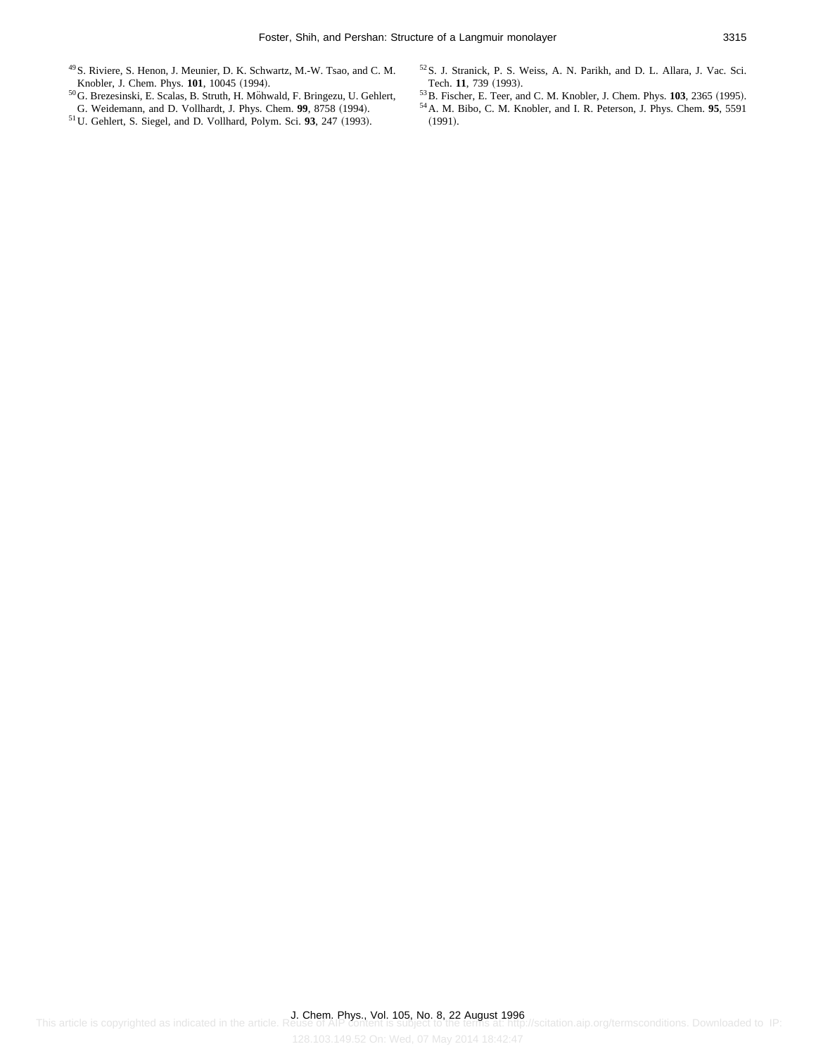[49] S. Riviere, S. Henon, J. Meunier, D. K. Schwartz, M.-W. Tsao, and C. M. Knobler, J. Chem. Phys. **101**, 10045 (1994).

[50] G. Brezesinski, E. Scalas, B. Struth, H. Möhwald, F. Bringezu, U. Gehlert, G. Weidemann, and D. Vollhardt, J. Phys. Chem. **99**, 8758 (1994).

[51] U. Gehlert, S. Siegel, and D. Vollhard, Polym. Sci. **93**, 247 (1993).

[52] S. J. Stranick, P. S. Weiss, A. N. Parikh, and D. L. Allara, J. Vac. Sci. Tech. **11**, 739 (1993).

[53] B. Fischer, E. Teer, and C. M. Knobler, J. Chem. Phys. **103**, 2365 (1995).

[54] A. M. Bibo, C. M. Knobler, and I. R. Peterson, J. Phys. Chem. **95**, 5591 (1991).